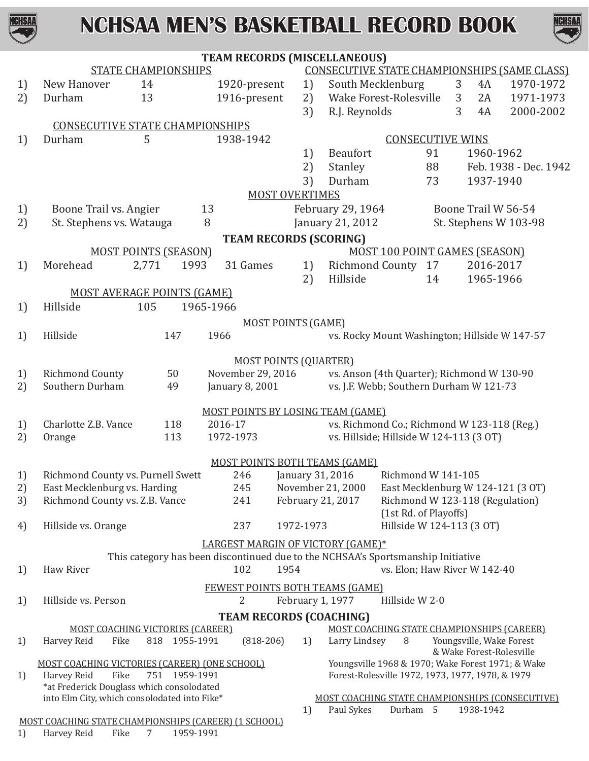# NCHSAA MEN'S BASKETBALL RECORD BOOK

## TEAM RECORDS (MISCELLANEOUS)

### STATE CHAMPIONSHIPS

| | Team | Titles | Years |
|---|---|---|---|
| 1) | New Hanover | 14 | 1920-present |
| 2) | Durham | 13 | 1916-present |

### CONSECUTIVE STATE CHAMPIONSHIPS (SAME CLASS)

| | Team | Titles | Class | Years |
|---|---|---|---|---|
| 1) | South Mecklenburg | 3 | 4A | 1970-1972 |
| 2) | Wake Forest-Rolesville | 3 | 2A | 1971-1973 |
| 3) | R.J. Reynolds | 3 | 4A | 2000-2002 |

### CONSECUTIVE STATE CHAMPIONSHIPS

| | Team | Titles | Years |
|---|---|---|---|
| 1) | Durham | 5 | 1938-1942 |

### CONSECUTIVE WINS

| | Team | Wins | Years |
|---|---|---|---|
| 1) | Beaufort | 91 | 1960-1962 |
| 2) | Stanley | 88 | Feb. 1938 - Dec. 1942 |
| 3) | Durham | 73 | 1937-1940 |

### MOST OVERTIMES

| | Game | Overtimes | Date | Result |
|---|---|---|---|---|
| 1) | Boone Trail vs. Angier | 13 | February 29, 1964 | Boone Trail W 56-54 |
| 2) | St. Stephens vs. Watauga | 8 | January 21, 2012 | St. Stephens W 103-98 |

## TEAM RECORDS (SCORING)

### MOST POINTS (SEASON)

| | Team | Points | Year | Games |
|---|---|---|---|---|
| 1) | Morehead | 2,771 | 1993 | 31 Games |

### MOST 100 POINT GAMES (SEASON)

| | Team | Games | Season |
|---|---|---|---|
| 1) | Richmond County | 17 | 2016-2017 |
| 2) | Hillside | 14 | 1965-1966 |

### MOST AVERAGE POINTS (GAME)

| | Team | Average | Season |
|---|---|---|---|
| 1) | Hillside | 105 | 1965-1966 |

### MOST POINTS (GAME)

| | Team | Points | Year | Opponent/Result |
|---|---|---|---|---|
| 1) | Hillside | 147 | 1966 | vs. Rocky Mount Washington; Hillside W 147-57 |

### MOST POINTS (QUARTER)

| | Team | Points | Date | Opponent/Result |
|---|---|---|---|---|
| 1) | Richmond County | 50 | November 29, 2016 | vs. Anson (4th Quarter); Richmond W 130-90 |
| 2) | Southern Durham | 49 | January 8, 2001 | vs. J.F. Webb; Southern Durham W 121-73 |

### MOST POINTS BY LOSING TEAM (GAME)

| | Team | Points | Season | Opponent/Result |
|---|---|---|---|---|
| 1) | Charlotte Z.B. Vance | 118 | 2016-17 | vs. Richmond Co.; Richmond W 123-118 (Reg.) |
| 2) | Orange | 113 | 1972-1973 | vs. Hillside; Hillside W 124-113 (3 OT) |

### MOST POINTS BOTH TEAMS (GAME)

| | Game | Points | Date | Result |
|---|---|---|---|---|
| 1) | Richmond County vs. Purnell Swett | 246 | January 31, 2016 | Richmond W 141-105 |
| 2) | East Mecklenburg vs. Harding | 245 | November 21, 2000 | East Mecklenburg W 124-121 (3 OT) |
| 3) | Richmond County vs. Z.B. Vance | 241 | February 21, 2017 | Richmond W 123-118 (Regulation) (1st Rd. of Playoffs) |
| 4) | Hillside vs. Orange | 237 | 1972-1973 | Hillside W 124-113 (3 OT) |

### LARGEST MARGIN OF VICTORY (GAME)*

This category has been discontinued due to the NCHSAA's Sportsmanship Initiative

| | Team | Margin | Year | Opponent/Result |
|---|---|---|---|---|
| 1) | Haw River | 102 | 1954 | vs. Elon; Haw River W 142-40 |

### FEWEST POINTS BOTH TEAMS (GAME)

| | Game | Points | Date | Result |
|---|---|---|---|---|
| 1) | Hillside vs. Person | 2 | February 1, 1977 | Hillside W 2-0 |

## TEAM RECORDS (COACHING)

### MOST COACHING VICTORIES (CAREER)

| | Coach | School | Wins | Years | Record |
|---|---|---|---|---|---|
| 1) | Harvey Reid | Fike | 818 | 1955-1991 | (818-206) |

### MOST COACHING VICTORIES (CAREER) (ONE SCHOOL)

| | Coach | School | Wins | Years |
|---|---|---|---|---|
| 1) | Harvey Reid | Fike | 751 | 1959-1991 |

*at Frederick Douglass which consolodated into Elm City, which consolodated into Fike*

### MOST COACHING STATE CHAMPIONSHIPS (CAREER) (1 SCHOOL)

| | Coach | School | Titles | Years |
|---|---|---|---|---|
| 1) | Harvey Reid | Fike | 7 | 1959-1991 |

### MOST COACHING STATE CHAMPIONSHIPS (CAREER)

| | Coach | Titles | Schools |
|---|---|---|---|
| 1) | Larry Lindsey | 8 | Youngsville, Wake Forest & Wake Forest-Rolesville |

Youngsville 1968 & 1970; Wake Forest 1971; & Wake Forest-Rolesville 1972, 1973, 1977, 1978, & 1979

### MOST COACHING STATE CHAMPIONSHIPS (CONSECUTIVE)

| | Coach | School | Titles | Years |
|---|---|---|---|---|
| 1) | Paul Sykes | Durham | 5 | 1938-1942 |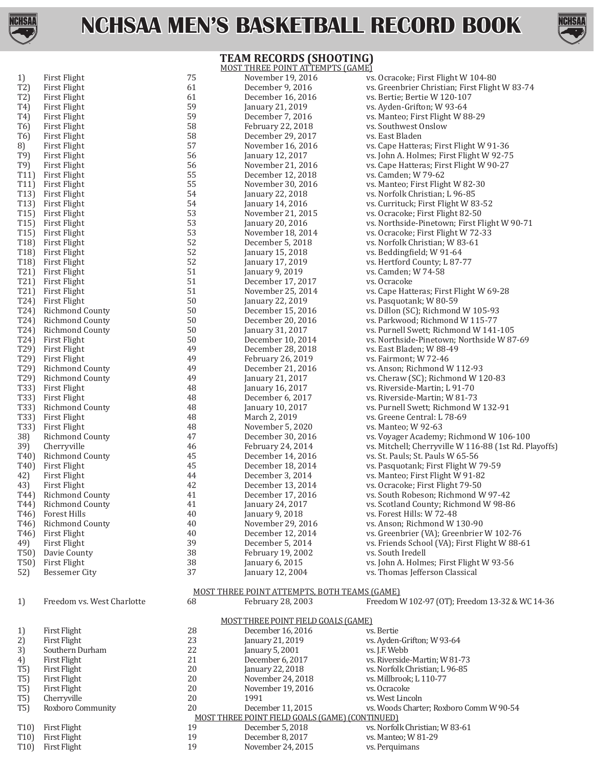# NCHSAA MEN'S BASKETBALL RECORD BOOK

## TEAM RECORDS (SHOOTING)

### MOST THREE POINT ATTEMPTS (GAME)

| Rank | Team | Attempts | Date | Opponent/Result |
|---|---|---|---|---|
| 1) | First Flight | 75 | November 19, 2016 | vs. Ocracoke; First Flight W 104-80 |
| T2) | First Flight | 61 | December 9, 2016 | vs. Greenbrier Christian; First Flight W 83-74 |
| T2) | First Flight | 61 | December 16, 2016 | vs. Bertie; Bertie W 120-107 |
| T4) | First Flight | 59 | January 21, 2019 | vs. Ayden-Grifton; W 93-64 |
| T4) | First Flight | 59 | December 7, 2016 | vs. Manteo; First Flight W 88-29 |
| T6) | First Flight | 58 | February 22, 2018 | vs. Southwest Onslow |
| T6) | First Flight | 58 | December 29, 2017 | vs. East Bladen |
| 8) | First Flight | 57 | November 16, 2016 | vs. Cape Hatteras; First Flight W 91-36 |
| T9) | First Flight | 56 | January 12, 2017 | vs. John A. Holmes; First Flight W 92-75 |
| T9) | First Flight | 56 | November 21, 2016 | vs. Cape Hatteras; First Flight W 90-27 |
| T11) | First Flight | 55 | December 12, 2018 | vs. Camden; W 79-62 |
| T11) | First Flight | 55 | November 30, 2016 | vs. Manteo; First Flight W 82-30 |
| T13) | First Flight | 54 | January 22, 2018 | vs. Norfolk Christian; L 96-85 |
| T13) | First Flight | 54 | January 14, 2016 | vs. Currituck; First Flight W 83-52 |
| T15) | First Flight | 53 | November 21, 2015 | vs. Ocracoke; First Flight 82-50 |
| T15) | First Flight | 53 | January 20, 2016 | vs. Northside-Pinetown; First Flight W 90-71 |
| T15) | First Flight | 53 | November 18, 2014 | vs. Ocracoke; First Flight W 72-33 |
| T18) | First Flight | 52 | December 5, 2018 | vs. Norfolk Christian; W 83-61 |
| T18) | First Flight | 52 | January 15, 2018 | vs. Beddingfield; W 91-64 |
| T18) | First Flight | 52 | January 17, 2019 | vs. Hertford County; L 87-77 |
| T21) | First Flight | 51 | January 9, 2019 | vs. Camden; W 74-58 |
| T21) | First Flight | 51 | December 17, 2017 | vs. Ocracoke |
| T21) | First Flight | 51 | November 25, 2014 | vs. Cape Hatteras; First Flight W 69-28 |
| T24) | First Flight | 50 | January 22, 2019 | vs. Pasquotank; W 80-59 |
| T24) | Richmond County | 50 | December 15, 2016 | vs. Dillon (SC); Richmond W 105-93 |
| T24) | Richmond County | 50 | December 20, 2016 | vs. Parkwood; Richmond W 115-77 |
| T24) | Richmond County | 50 | January 31, 2017 | vs. Purnell Swett; Richmond W 141-105 |
| T24) | First Flight | 50 | December 10, 2014 | vs. Northside-Pinetown; Northside W 87-69 |
| T29) | First Flight | 49 | December 28, 2018 | vs. East Bladen; W 88-49 |
| T29) | First Flight | 49 | February 26, 2019 | vs. Fairmont; W 72-46 |
| T29) | Richmond County | 49 | December 21, 2016 | vs. Anson; Richmond W 112-93 |
| T29) | Richmond County | 49 | January 21, 2017 | vs. Cheraw (SC); Richmond W 120-83 |
| T33) | First Flight | 48 | January 16, 2017 | vs. Riverside-Martin; L 91-70 |
| T33) | First Flight | 48 | December 6, 2017 | vs. Riverside-Martin; W 81-73 |
| T33) | Richmond County | 48 | January 10, 2017 | vs. Purnell Swett; Richmond W 132-91 |
| T33) | First Flight | 48 | March 2, 2019 | vs. Greene Central: L 78-69 |
| T33) | First Flight | 48 | November 5, 2020 | vs. Manteo; W 92-63 |
| 38) | Richmond County | 47 | December 30, 2016 | vs. Voyager Academy; Richmond W 106-100 |
| 39) | Cherryville | 46 | February 24, 2014 | vs. Mitchell; Cherryville W 116-88 (1st Rd. Playoffs) |
| T40) | Richmond County | 45 | December 14, 2016 | vs. St. Pauls; St. Pauls W 65-56 |
| T40) | First Flight | 45 | December 18, 2014 | vs. Pasquotank; First Flight W 79-59 |
| 42) | First Flight | 44 | December 3, 2014 | vs. Manteo; First Flight W 91-82 |
| 43) | First Flight | 42 | December 13, 2014 | vs. Ocracoke; First Flight 79-50 |
| T44) | Richmond County | 41 | December 17, 2016 | vs. South Robeson; Richmond W 97-42 |
| T44) | Richmond County | 41 | January 24, 2017 | vs. Scotland County; Richmond W 98-86 |
| T46) | Forest Hills | 40 | January 9, 2018 | vs. Forest Hills: W 72-48 |
| T46) | Richmond County | 40 | November 29, 2016 | vs. Anson; Richmond W 130-90 |
| T46) | First Flight | 40 | December 12, 2014 | vs. Greenbrier (VA); Greenbrier W 102-76 |
| 49) | First Flight | 39 | December 5, 2014 | vs. Friends School (VA); First Flight W 88-61 |
| T50) | Davie County | 38 | February 19, 2002 | vs. South Iredell |
| T50) | First Flight | 38 | January 6, 2015 | vs. John A. Holmes; First Flight W 93-56 |
| 52) | Bessemer City | 37 | January 12, 2004 | vs. Thomas Jefferson Classical |

### MOST THREE POINT ATTEMPTS, BOTH TEAMS (GAME)

| Rank | Teams | Attempts | Date | Result |
|---|---|---|---|---|
| 1) | Freedom vs. West Charlotte | 68 | February 28, 2003 | Freedom W 102-97 (OT); Freedom 13-32 & WC 14-36 |

### MOST THREE POINT FIELD GOALS (GAME)

| Rank | Team | FG | Date | Opponent/Result |
|---|---|---|---|---|
| 1) | First Flight | 28 | December 16, 2016 | vs. Bertie |
| 2) | First Flight | 23 | January 21, 2019 | vs. Ayden-Grifton; W 93-64 |
| 3) | Southern Durham | 22 | January 5, 2001 | vs. J.F. Webb |
| 4) | First Flight | 21 | December 6, 2017 | vs. Riverside-Martin; W 81-73 |
| T5) | First Flight | 20 | January 22, 2018 | vs. Norfolk Christian; L 96-85 |
| T5) | First Flight | 20 | November 24, 2018 | vs. Millbrook; L 110-77 |
| T5) | First Flight | 20 | November 19, 2016 | vs. Ocracoke |
| T5) | Cherryville | 20 | 1991 | vs. West Lincoln |
| T5) | Roxboro Community | 20 | December 11, 2015 | vs. Woods Charter; Roxboro Comm W 90-54 |

### MOST THREE POINT FIELD GOALS (GAME) (CONTINUED)

| Rank | Team | FG | Date | Opponent/Result |
|---|---|---|---|---|
| T10) | First Flight | 19 | December 5, 2018 | vs. Norfolk Christian; W 83-61 |
| T10) | First Flight | 19 | December 8, 2017 | vs. Manteo; W 81-29 |
| T10) | First Flight | 19 | November 24, 2015 | vs. Perquimans |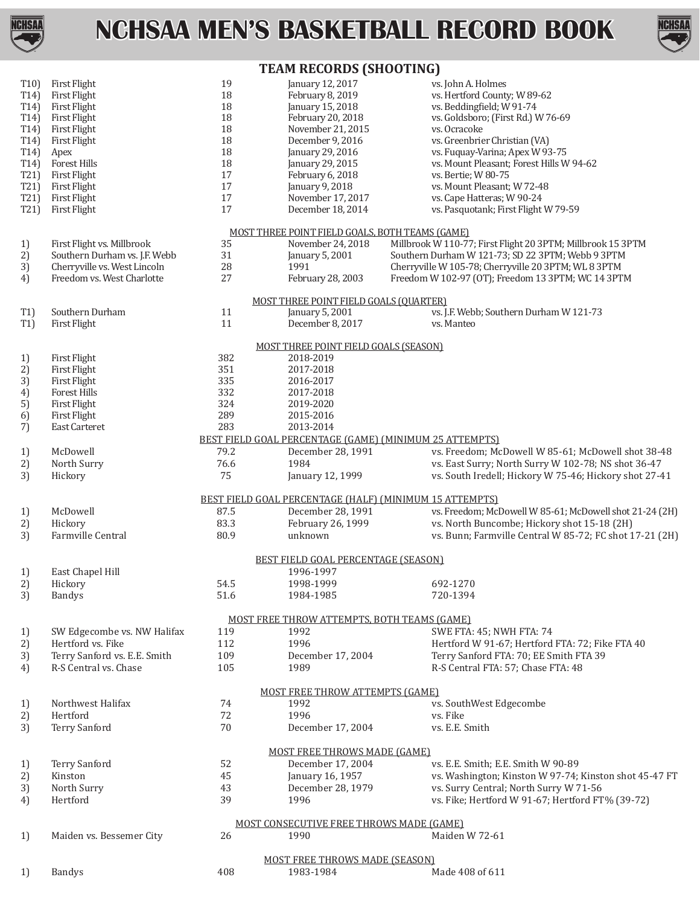## TEAM RECORDS (SHOOTING)

| | | | | |
|---|---|---|---|---|
| T10) | First Flight | 19 | January 12, 2017 | vs. John A. Holmes |
| T14) | First Flight | 18 | February 8, 2019 | vs. Hertford County; W 89-62 |
| T14) | First Flight | 18 | January 15, 2018 | vs. Beddingfield; W 91-74 |
| T14) | First Flight | 18 | February 20, 2018 | vs. Goldsboro; (First Rd.) W 76-69 |
| T14) | First Flight | 18 | November 21, 2015 | vs. Ocracoke |
| T14) | First Flight | 18 | December 9, 2016 | vs. Greenbrier Christian (VA) |
| T14) | Apex | 18 | January 29, 2016 | vs. Fuquay-Varina; Apex W 93-75 |
| T14) | Forest Hills | 18 | January 29, 2015 | vs. Mount Pleasant; Forest Hills W 94-62 |
| T21) | First Flight | 17 | February 6, 2018 | vs. Bertie; W 80-75 |
| T21) | First Flight | 17 | January 9, 2018 | vs. Mount Pleasant; W 72-48 |
| T21) | First Flight | 17 | November 17, 2017 | vs. Cape Hatteras; W 90-24 |
| T21) | First Flight | 17 | December 18, 2014 | vs. Pasquotank; First Flight W 79-59 |

### MOST THREE POINT FIELD GOALS, BOTH TEAMS (GAME)

| | | | | |
|---|---|---|---|---|
| 1) | First Flight vs. Millbrook | 35 | November 24, 2018 | Millbrook W 110-77; First Flight 20 3PTM; Millbrook 15 3PTM |
| 2) | Southern Durham vs. J.F. Webb | 31 | January 5, 2001 | Southern Durham W 121-73; SD 22 3PTM; Webb 9 3PTM |
| 3) | Cherryville vs. West Lincoln | 28 | 1991 | Cherryville W 105-78; Cherryville 20 3PTM; WL 8 3PTM |
| 4) | Freedom vs. West Charlotte | 27 | February 28, 2003 | Freedom W 102-97 (OT); Freedom 13 3PTM; WC 14 3PTM |

### MOST THREE POINT FIELD GOALS (QUARTER)

| | | | | |
|---|---|---|---|---|
| T1) | Southern Durham | 11 | January 5, 2001 | vs. J.F. Webb; Southern Durham W 121-73 |
| T1) | First Flight | 11 | December 8, 2017 | vs. Manteo |

### MOST THREE POINT FIELD GOALS (SEASON)

| | | | |
|---|---|---|---|
| 1) | First Flight | 382 | 2018-2019 |
| 2) | First Flight | 351 | 2017-2018 |
| 3) | First Flight | 335 | 2016-2017 |
| 4) | Forest Hills | 332 | 2017-2018 |
| 5) | First Flight | 324 | 2019-2020 |
| 6) | First Flight | 289 | 2015-2016 |
| 7) | East Carteret | 283 | 2013-2014 |

### BEST FIELD GOAL PERCENTAGE (GAME) (MINIMUM 25 ATTEMPTS)

| | | | | |
|---|---|---|---|---|
| 1) | McDowell | 79.2 | December 28, 1991 | vs. Freedom; McDowell W 85-61; McDowell shot 38-48 |
| 2) | North Surry | 76.6 | 1984 | vs. East Surry; North Surry W 102-78; NS shot 36-47 |
| 3) | Hickory | 75 | January 12, 1999 | vs. South Iredell; Hickory W 75-46; Hickory shot 27-41 |

### BEST FIELD GOAL PERCENTAGE (HALF) (MINIMUM 15 ATTEMPTS)

| | | | | |
|---|---|---|---|---|
| 1) | McDowell | 87.5 | December 28, 1991 | vs. Freedom; McDowell W 85-61; McDowell shot 21-24 (2H) |
| 2) | Hickory | 83.3 | February 26, 1999 | vs. North Buncombe; Hickory shot 15-18 (2H) |
| 3) | Farmville Central | 80.9 | unknown | vs. Bunn; Farmville Central W 85-72; FC shot 17-21 (2H) |

### BEST FIELD GOAL PERCENTAGE (SEASON)

| | | | | |
|---|---|---|---|---|
| 1) | East Chapel Hill | | 1996-1997 | |
| 2) | Hickory | 54.5 | 1998-1999 | 692-1270 |
| 3) | Bandys | 51.6 | 1984-1985 | 720-1394 |

### MOST FREE THROW ATTEMPTS, BOTH TEAMS (GAME)

| | | | | |
|---|---|---|---|---|
| 1) | SW Edgecombe vs. NW Halifax | 119 | 1992 | SWE FTA: 45; NWH FTA: 74 |
| 2) | Hertford vs. Fike | 112 | 1996 | Hertford W 91-67; Hertford FTA: 72; Fike FTA 40 |
| 3) | Terry Sanford vs. E.E. Smith | 109 | December 17, 2004 | Terry Sanford FTA: 70; EE Smith FTA 39 |
| 4) | R-S Central vs. Chase | 105 | 1989 | R-S Central FTA: 57; Chase FTA: 48 |

### MOST FREE THROW ATTEMPTS (GAME)

| | | | | |
|---|---|---|---|---|
| 1) | Northwest Halifax | 74 | 1992 | vs. SouthWest Edgecombe |
| 2) | Hertford | 72 | 1996 | vs. Fike |
| 3) | Terry Sanford | 70 | December 17, 2004 | vs. E.E. Smith |

### MOST FREE THROWS MADE (GAME)

| | | | | |
|---|---|---|---|---|
| 1) | Terry Sanford | 52 | December 17, 2004 | vs. E.E. Smith; E.E. Smith W 90-89 |
| 2) | Kinston | 45 | January 16, 1957 | vs. Washington; Kinston W 97-74; Kinston shot 45-47 FT |
| 3) | North Surry | 43 | December 28, 1979 | vs. Surry Central; North Surry W 71-56 |
| 4) | Hertford | 39 | 1996 | vs. Fike; Hertford W 91-67; Hertford FT% (39-72) |

### MOST CONSECUTIVE FREE THROWS MADE (GAME)

| | | | | |
|---|---|---|---|---|
| 1) | Maiden vs. Bessemer City | 26 | 1990 | Maiden W 72-61 |

### MOST FREE THROWS MADE (SEASON)

| | | | | |
|---|---|---|---|---|
| 1) | Bandys | 408 | 1983-1984 | Made 408 of 611 |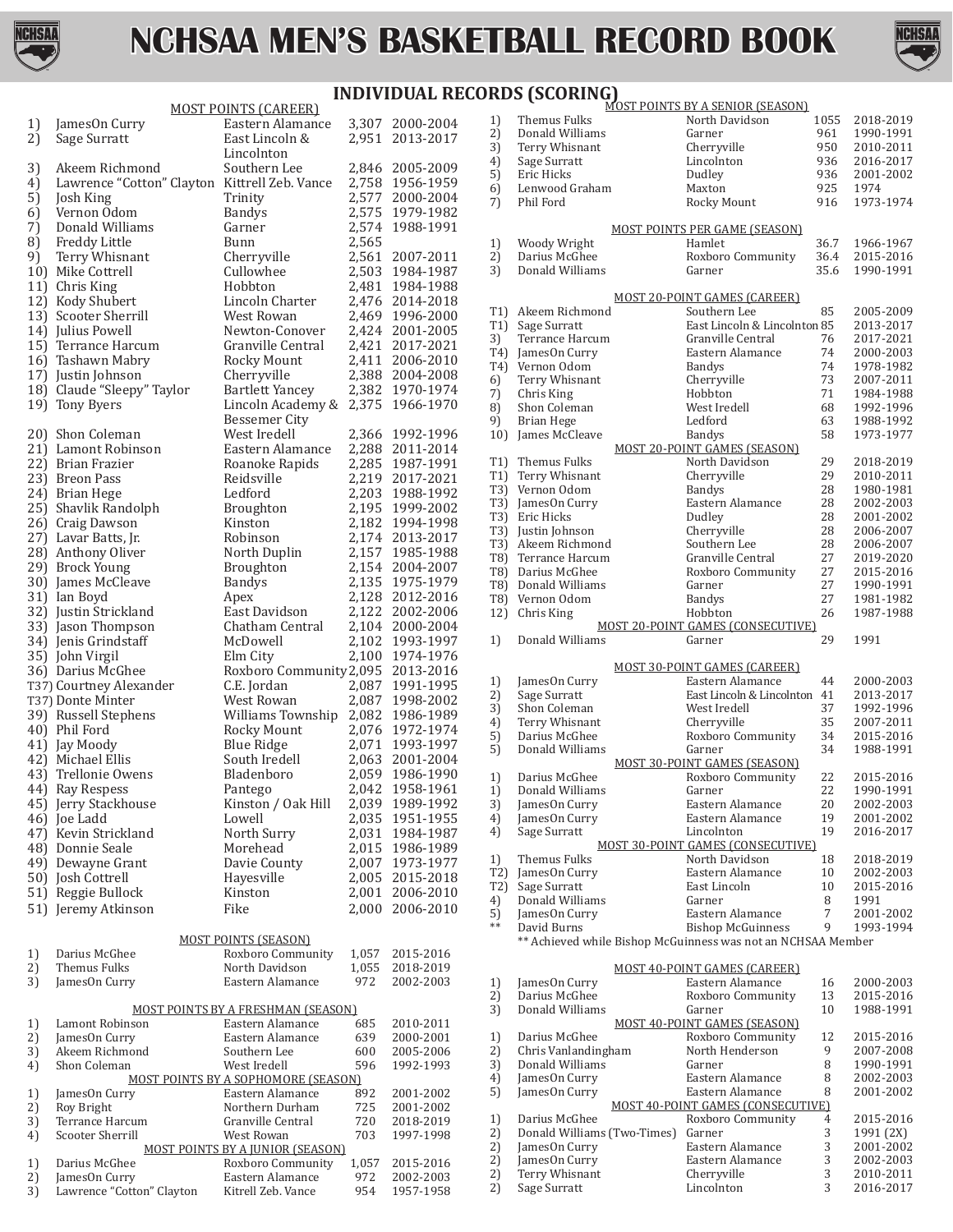# NCHSAA MEN'S BASKETBALL RECORD BOOK

## INDIVIDUAL RECORDS (SCORING)

### MOST POINTS (CAREER)

| | Name | School | Points | Years |
|---|---|---|---|---|
| 1) | JamesOn Curry | Eastern Alamance | 3,307 | 2000-2004 |
| 2) | Sage Surratt | East Lincoln & Lincolnton | 2,951 | 2013-2017 |
| 3) | Akeem Richmond | Southern Lee | 2,846 | 2005-2009 |
| 4) | Lawrence "Cotton" Clayton | Kittrell Zeb. Vance | 2,758 | 1956-1959 |
| 5) | Josh King | Trinity | 2,577 | 2000-2004 |
| 6) | Vernon Odom | Bandys | 2,575 | 1979-1982 |
| 7) | Donald Williams | Garner | 2,574 | 1988-1991 |
| 8) | Freddy Little | Bunn | 2,565 | |
| 9) | Terry Whisnant | Cherryville | 2,561 | 2007-2011 |
| 10) | Mike Cottrell | Cullowhee | 2,503 | 1984-1987 |
| 11) | Chris King | Hobbton | 2,481 | 1984-1988 |
| 12) | Kody Shubert | Lincoln Charter | 2,476 | 2014-2018 |
| 13) | Scooter Sherrill | West Rowan | 2,469 | 1996-2000 |
| 14) | Julius Powell | Newton-Conover | 2,424 | 2001-2005 |
| 15) | Terrance Harcum | Granville Central | 2,421 | 2017-2021 |
| 16) | Tashawn Mabry | Rocky Mount | 2,411 | 2006-2010 |
| 17) | Justin Johnson | Cherryville | 2,388 | 2004-2008 |
| 18) | Claude "Sleepy" Taylor | Bartlett Yancey | 2,382 | 1970-1974 |
| 19) | Tony Byers | Lincoln Academy & Bessemer City | 2,375 | 1966-1970 |
| 20) | Shon Coleman | West Iredell | 2,366 | 1992-1996 |
| 21) | Lamont Robinson | Eastern Alamance | 2,288 | 2011-2014 |
| 22) | Brian Frazier | Roanoke Rapids | 2,285 | 1987-1991 |
| 23) | Breon Pass | Reidsville | 2,219 | 2017-2021 |
| 24) | Brian Hege | Ledford | 2,203 | 1988-1992 |
| 25) | Shavlik Randolph | Broughton | 2,195 | 1999-2002 |
| 26) | Craig Dawson | Kinston | 2,182 | 1994-1998 |
| 27) | Lavar Batts, Jr. | Robinson | 2,174 | 2013-2017 |
| 28) | Anthony Oliver | North Duplin | 2,157 | 1985-1988 |
| 29) | Brock Young | Broughton | 2,154 | 2004-2007 |
| 30) | James McCleave | Bandys | 2,135 | 1975-1979 |
| 31) | Ian Boyd | Apex | 2,128 | 2012-2016 |
| 32) | Justin Strickland | East Davidson | 2,122 | 2002-2006 |
| 33) | Jason Thompson | Chatham Central | 2,104 | 2000-2004 |
| 34) | Jenis Grindstaff | McDowell | 2,102 | 1993-1997 |
| 35) | John Virgil | Elm City | 2,100 | 1974-1976 |
| 36) | Darius McGhee | Roxboro Community | 2,095 | 2013-2016 |
| T37) | Courtney Alexander | C.E. Jordan | 2,087 | 1991-1995 |
| T37) | Donte Minter | West Rowan | 2,087 | 1998-2002 |
| 39) | Russell Stephens | Williams Township | 2,082 | 1986-1989 |
| 40) | Phil Ford | Rocky Mount | 2,076 | 1972-1974 |
| 41) | Jay Moody | Blue Ridge | 2,071 | 1993-1997 |
| 42) | Michael Ellis | South Iredell | 2,063 | 2001-2004 |
| 43) | Trellonie Owens | Bladenboro | 2,059 | 1986-1990 |
| 44) | Ray Respess | Pantego | 2,042 | 1958-1961 |
| 45) | Jerry Stackhouse | Kinston / Oak Hill | 2,039 | 1989-1992 |
| 46) | Joe Ladd | Lowell | 2,035 | 1951-1955 |
| 47) | Kevin Strickland | North Surry | 2,031 | 1984-1987 |
| 48) | Donnie Seale | Morehead | 2,015 | 1986-1989 |
| 49) | Dewayne Grant | Davie County | 2,007 | 1973-1977 |
| 50) | Josh Cottrell | Hayesville | 2,005 | 2015-2018 |
| 51) | Reggie Bullock | Kinston | 2,001 | 2006-2010 |
| 51) | Jeremy Atkinson | Fike | 2,000 | 2006-2010 |

### MOST POINTS (SEASON)

| | Name | School | Points | Season |
|---|---|---|---|---|
| 1) | Darius McGhee | Roxboro Community | 1,057 | 2015-2016 |
| 2) | Themus Fulks | North Davidson | 1,055 | 2018-2019 |
| 3) | JamesOn Curry | Eastern Alamance | 972 | 2002-2003 |

### MOST POINTS BY A FRESHMAN (SEASON)

| | Name | School | Points | Season |
|---|---|---|---|---|
| 1) | Lamont Robinson | Eastern Alamance | 685 | 2010-2011 |
| 2) | JamesOn Curry | Eastern Alamance | 639 | 2000-2001 |
| 3) | Akeem Richmond | Southern Lee | 600 | 2005-2006 |
| 4) | Shon Coleman | West Iredell | 596 | 1992-1993 |

### MOST POINTS BY A SOPHOMORE (SEASON)

| | Name | School | Points | Season |
|---|---|---|---|---|
| 1) | JamesOn Curry | Eastern Alamance | 892 | 2001-2002 |
| 2) | Roy Bright | Northern Durham | 725 | 2001-2002 |
| 3) | Terrance Harcum | Granville Central | 720 | 2018-2019 |
| 4) | Scooter Sherrill | West Rowan | 703 | 1997-1998 |

### MOST POINTS BY A JUNIOR (SEASON)

| | Name | School | Points | Season |
|---|---|---|---|---|
| 1) | Darius McGhee | Roxboro Community | 1,057 | 2015-2016 |
| 2) | JamesOn Curry | Eastern Alamance | 972 | 2002-2003 |
| 3) | Lawrence "Cotton" Clayton | Kitrell Zeb. Vance | 954 | 1957-1958 |

### MOST POINTS BY A SENIOR (SEASON)

| | Name | School | Points | Season |
|---|---|---|---|---|
| 1) | Themus Fulks | North Davidson | 1055 | 2018-2019 |
| 2) | Donald Williams | Garner | 961 | 1990-1991 |
| 3) | Terry Whisnant | Cherryville | 950 | 2010-2011 |
| 4) | Sage Surratt | Lincolnton | 936 | 2016-2017 |
| 5) | Eric Hicks | Dudley | 936 | 2001-2002 |
| 6) | Lenwood Graham | Maxton | 925 | 1974 |
| 7) | Phil Ford | Rocky Mount | 916 | 1973-1974 |

### MOST POINTS PER GAME (SEASON)

| | Name | School | PPG | Season |
|---|---|---|---|---|
| 1) | Woody Wright | Hamlet | 36.7 | 1966-1967 |
| 2) | Darius McGhee | Roxboro Community | 36.4 | 2015-2016 |
| 3) | Donald Williams | Garner | 35.6 | 1990-1991 |

### MOST 20-POINT GAMES (CAREER)

| | Name | School | Games | Years |
|---|---|---|---|---|
| T1) | Akeem Richmond | Southern Lee | 85 | 2005-2009 |
| T1) | Sage Surratt | East Lincoln & Lincolnton | 85 | 2013-2017 |
| 3) | Terrance Harcum | Granville Central | 76 | 2017-2021 |
| T4) | JamesOn Curry | Eastern Alamance | 74 | 2000-2003 |
| T4) | Vernon Odom | Bandys | 74 | 1978-1982 |
| 6) | Terry Whisnant | Cherryville | 73 | 2007-2011 |
| 7) | Chris King | Hobbton | 71 | 1984-1988 |
| 8) | Shon Coleman | West Iredell | 68 | 1992-1996 |
| 9) | Brian Hege | Ledford | 63 | 1988-1992 |
| 10) | James McCleave | Bandys | 58 | 1973-1977 |

### MOST 20-POINT GAMES (SEASON)

| | Name | School | Games | Season |
|---|---|---|---|---|
| T1) | Themus Fulks | North Davidson | 29 | 2018-2019 |
| T1) | Terry Whisnant | Cherryville | 29 | 2010-2011 |
| T3) | Vernon Odom | Bandys | 28 | 1980-1981 |
| T3) | JamesOn Curry | Eastern Alamance | 28 | 2002-2003 |
| T3) | Eric Hicks | Dudley | 28 | 2001-2002 |
| T3) | Justin Johnson | Cherryville | 28 | 2006-2007 |
| T3) | Akeem Richmond | Southern Lee | 28 | 2006-2007 |
| T8) | Terrance Harcum | Granville Central | 27 | 2019-2020 |
| T8) | Darius McGhee | Roxboro Community | 27 | 2015-2016 |
| T8) | Donald Williams | Garner | 27 | 1990-1991 |
| T8) | Vernon Odom | Bandys | 27 | 1981-1982 |
| 12) | Chris King | Hobbton | 26 | 1987-1988 |

### MOST 20-POINT GAMES (CONSECUTIVE)

| | Name | School | Games | Season |
|---|---|---|---|---|
| 1) | Donald Williams | Garner | 29 | 1991 |

### MOST 30-POINT GAMES (CAREER)

| | Name | School | Games | Years |
|---|---|---|---|---|
| 1) | JamesOn Curry | Eastern Alamance | 44 | 2000-2003 |
| 2) | Sage Surratt | East Lincoln & Lincolnton | 41 | 2013-2017 |
| 3) | Shon Coleman | West Iredell | 37 | 1992-1996 |
| 4) | Terry Whisnant | Cherryville | 35 | 2007-2011 |
| 5) | Darius McGhee | Roxboro Community | 34 | 2015-2016 |
| 5) | Donald Williams | Garner | 34 | 1988-1991 |

### MOST 30-POINT GAMES (SEASON)

| | Name | School | Games | Season |
|---|---|---|---|---|
| 1) | Darius McGhee | Roxboro Community | 22 | 2015-2016 |
| 1) | Donald Williams | Garner | 22 | 1990-1991 |
| 3) | JamesOn Curry | Eastern Alamance | 20 | 2002-2003 |
| 4) | JamesOn Curry | Eastern Alamance | 19 | 2001-2002 |
| 4) | Sage Surratt | Lincolnton | 19 | 2016-2017 |

### MOST 30-POINT GAMES (CONSECUTIVE)

| | Name | School | Games | Season |
|---|---|---|---|---|
| 1) | Themus Fulks | North Davidson | 18 | 2018-2019 |
| T2) | JamesOn Curry | Eastern Alamance | 10 | 2002-2003 |
| T2) | Sage Surratt | East Lincoln | 10 | 2015-2016 |
| 4) | Donald Williams | Garner | 8 | 1991 |
| 5) | JamesOn Curry | Eastern Alamance | 7 | 2001-2002 |
| ** | David Burns | Bishop McGuinness | 9 | 1993-1994 |

** Achieved while Bishop McGuinness was not an NCHSAA Member

### MOST 40-POINT GAMES (CAREER)

| | Name | School | Games | Years |
|---|---|---|---|---|
| 1) | JamesOn Curry | Eastern Alamance | 16 | 2000-2003 |
| 2) | Darius McGhee | Roxboro Community | 13 | 2015-2016 |
| 3) | Donald Williams | Garner | 10 | 1988-1991 |

### MOST 40-POINT GAMES (SEASON)

| | Name | School | Games | Season |
|---|---|---|---|---|
| 1) | Darius McGhee | Roxboro Community | 12 | 2015-2016 |
| 2) | Chris Vanlandingham | North Henderson | 9 | 2007-2008 |
| 3) | Donald Williams | Garner | 8 | 1990-1991 |
| 4) | JamesOn Curry | Eastern Alamance | 8 | 2002-2003 |
| 5) | JamesOn Curry | Eastern Alamance | 8 | 2001-2002 |

### MOST 40-POINT GAMES (CONSECUTIVE)

| | Name | School | Games | Season |
|---|---|---|---|---|
| 1) | Darius McGhee | Roxboro Community | 4 | 2015-2016 |
| 2) | Donald Williams (Two-Times) | Garner | 3 | 1991 (2X) |
| 2) | JamesOn Curry | Eastern Alamance | 3 | 2001-2002 |
| 2) | JamesOn Curry | Eastern Alamance | 3 | 2002-2003 |
| 2) | Terry Whisnant | Cherryville | 3 | 2010-2011 |
| 2) | Sage Surratt | Lincolnton | 3 | 2016-2017 |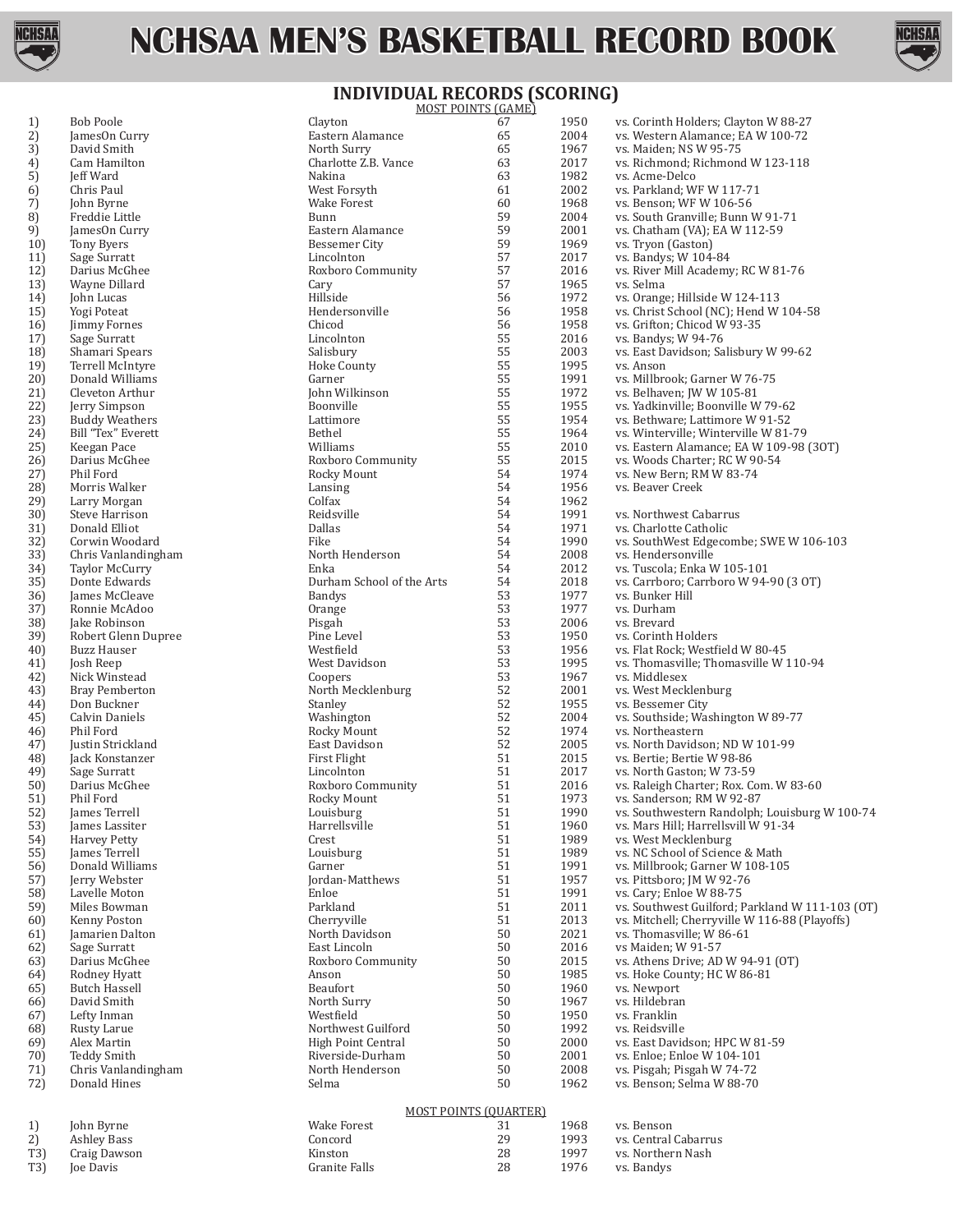# NCHSAA MEN'S BASKETBALL RECORD BOOK

## INDIVIDUAL RECORDS (SCORING)

### MOST POINTS (GAME)

| Rank | Player | School | Points | Year | Opponent / Result |
|---|---|---|---|---|---|
| 1) | Bob Poole | Clayton | 67 | 1950 | vs. Corinth Holders; Clayton W 88-27 |
| 2) | JamesOn Curry | Eastern Alamance | 65 | 2004 | vs. Western Alamance; EA W 100-72 |
| 3) | David Smith | North Surry | 65 | 1967 | vs. Maiden; NS W 95-75 |
| 4) | Cam Hamilton | Charlotte Z.B. Vance | 63 | 2017 | vs. Richmond; Richmond W 123-118 |
| 5) | Jeff Ward | Nakina | 63 | 1982 | vs. Acme-Delco |
| 6) | Chris Paul | West Forsyth | 61 | 2002 | vs. Parkland; WF W 117-71 |
| 7) | John Byrne | Wake Forest | 60 | 1968 | vs. Benson; WF W 106-56 |
| 8) | Freddie Little | Bunn | 59 | 2004 | vs. South Granville; Bunn W 91-71 |
| 9) | JamesOn Curry | Eastern Alamance | 59 | 2001 | vs. Chatham (VA); EA W 112-59 |
| 10) | Tony Byers | Bessemer City | 59 | 1969 | vs. Tryon (Gaston) |
| 11) | Sage Surratt | Lincolnton | 57 | 2017 | vs. Bandys; W 104-84 |
| 12) | Darius McGhee | Roxboro Community | 57 | 2016 | vs. River Mill Academy; RC W 81-76 |
| 13) | Wayne Dillard | Cary | 57 | 1965 | vs. Selma |
| 14) | John Lucas | Hillside | 56 | 1972 | vs. Orange; Hillside W 124-113 |
| 15) | Yogi Poteat | Hendersonville | 56 | 1958 | vs. Christ School (NC); Hend W 104-58 |
| 16) | Jimmy Fornes | Chicod | 56 | 1958 | vs. Grifton; Chicod W 93-35 |
| 17) | Sage Surratt | Lincolnton | 55 | 2016 | vs. Bandys; W 94-76 |
| 18) | Shamari Spears | Salisbury | 55 | 2003 | vs. East Davidson; Salisbury W 99-62 |
| 19) | Terrell McIntyre | Hoke County | 55 | 1995 | vs. Anson |
| 20) | Donald Williams | Garner | 55 | 1991 | vs. Millbrook; Garner W 76-75 |
| 21) | Cleveton Arthur | John Wilkinson | 55 | 1972 | vs. Belhaven; JW W 105-81 |
| 22) | Jerry Simpson | Boonville | 55 | 1955 | vs. Yadkinville; Boonville W 79-62 |
| 23) | Buddy Weathers | Lattimore | 55 | 1954 | vs. Bethware; Lattimore W 91-52 |
| 24) | Bill "Tex" Everett | Bethel | 55 | 1964 | vs. Winterville; Winterville W 81-79 |
| 25) | Keegan Pace | Williams | 55 | 2010 | vs. Eastern Alamance; EA W 109-98 (3OT) |
| 26) | Darius McGhee | Roxboro Community | 55 | 2015 | vs. Woods Charter; RC W 90-54 |
| 27) | Phil Ford | Rocky Mount | 54 | 1974 | vs. New Bern; RM W 83-74 |
| 28) | Morris Walker | Lansing | 54 | 1956 | vs. Beaver Creek |
| 29) | Larry Morgan | Colfax | 54 | 1962 | |
| 30) | Steve Harrison | Reidsville | 54 | 1991 | vs. Northwest Cabarrus |
| 31) | Donald Elliot | Dallas | 54 | 1971 | vs. Charlotte Catholic |
| 32) | Corwin Woodard | Fike | 54 | 1990 | vs. SouthWest Edgecombe; SWE W 106-103 |
| 33) | Chris Vanlandingham | North Henderson | 54 | 2008 | vs. Hendersonville |
| 34) | Taylor McCurry | Enka | 54 | 2012 | vs. Tuscola; Enka W 105-101 |
| 35) | Donte Edwards | Durham School of the Arts | 54 | 2018 | vs. Carrboro; Carrboro W 94-90 (3 OT) |
| 36) | James McCleave | Bandys | 53 | 1977 | vs. Bunker Hill |
| 37) | Ronnie McAdoo | Orange | 53 | 1977 | vs. Durham |
| 38) | Jake Robinson | Pisgah | 53 | 2006 | vs. Brevard |
| 39) | Robert Glenn Dupree | Pine Level | 53 | 1950 | vs. Corinth Holders |
| 40) | Buzz Hauser | Westfield | 53 | 1956 | vs. Flat Rock; Westfield W 80-45 |
| 41) | Josh Reep | West Davidson | 53 | 1995 | vs. Thomasville; Thomasville W 110-94 |
| 42) | Nick Winstead | Coopers | 53 | 1967 | vs. Middlesex |
| 43) | Bray Pemberton | North Mecklenburg | 52 | 2001 | vs. West Mecklenburg |
| 44) | Don Buckner | Stanley | 52 | 1955 | vs. Bessemer City |
| 45) | Calvin Daniels | Washington | 52 | 2004 | vs. Southside; Washington W 89-77 |
| 46) | Phil Ford | Rocky Mount | 52 | 1974 | vs. Northeastern |
| 47) | Justin Strickland | East Davidson | 52 | 2005 | vs. North Davidson; ND W 101-99 |
| 48) | Jack Konstanzer | First Flight | 51 | 2015 | vs. Bertie; Bertie W 98-86 |
| 49) | Sage Surratt | Lincolnton | 51 | 2017 | vs. North Gaston; W 73-59 |
| 50) | Darius McGhee | Roxboro Community | 51 | 2016 | vs. Raleigh Charter; Rox. Com. W 83-60 |
| 51) | Phil Ford | Rocky Mount | 51 | 1973 | vs. Sanderson; RM W 92-87 |
| 52) | James Terrell | Louisburg | 51 | 1990 | vs. Southwestern Randolph; Louisburg W 100-74 |
| 53) | James Lassiter | Harrellsville | 51 | 1960 | vs. Mars Hill; Harrellsvill W 91-34 |
| 54) | Harvey Petty | Crest | 51 | 1989 | vs. West Mecklenburg |
| 55) | James Terrell | Louisburg | 51 | 1989 | vs. NC School of Science & Math |
| 56) | Donald Williams | Garner | 51 | 1991 | vs. Millbrook; Garner W 108-105 |
| 57) | Jerry Webster | Jordan-Matthews | 51 | 1957 | vs. Pittsboro; JM W 92-76 |
| 58) | Lavelle Moton | Enloe | 51 | 1991 | vs. Cary; Enloe W 88-75 |
| 59) | Miles Bowman | Parkland | 51 | 2011 | vs. Southwest Guilford; Parkland W 111-103 (OT) |
| 60) | Kenny Poston | Cherryville | 51 | 2013 | vs. Mitchell; Cherryville W 116-88 (Playoffs) |
| 61) | Jamarien Dalton | North Davidson | 50 | 2021 | vs. Thomasville; W 86-61 |
| 62) | Sage Surratt | East Lincoln | 50 | 2016 | vs Maiden; W 91-57 |
| 63) | Darius McGhee | Roxboro Community | 50 | 2015 | vs. Athens Drive; AD W 94-91 (OT) |
| 64) | Rodney Hyatt | Anson | 50 | 1985 | vs. Hoke County; HC W 86-81 |
| 65) | Butch Hassell | Beaufort | 50 | 1960 | vs. Newport |
| 66) | David Smith | North Surry | 50 | 1967 | vs. Hildebran |
| 67) | Lefty Inman | Westfield | 50 | 1950 | vs. Franklin |
| 68) | Rusty Larue | Northwest Guilford | 50 | 1992 | vs. Reidsville |
| 69) | Alex Martin | High Point Central | 50 | 2000 | vs. East Davidson; HPC W 81-59 |
| 70) | Teddy Smith | Riverside-Durham | 50 | 2001 | vs. Enloe; Enloe W 104-101 |
| 71) | Chris Vanlandingham | North Henderson | 50 | 2008 | vs. Pisgah; Pisgah W 74-72 |
| 72) | Donald Hines | Selma | 50 | 1962 | vs. Benson; Selma W 88-70 |

### MOST POINTS (QUARTER)

| Rank | Player | School | Points | Year | Opponent |
|---|---|---|---|---|---|
| 1) | John Byrne | Wake Forest | 31 | 1968 | vs. Benson |
| 2) | Ashley Bass | Concord | 29 | 1993 | vs. Central Cabarrus |
| T3) | Craig Dawson | Kinston | 28 | 1997 | vs. Northern Nash |
| T3) | Joe Davis | Granite Falls | 28 | 1976 | vs. Bandys |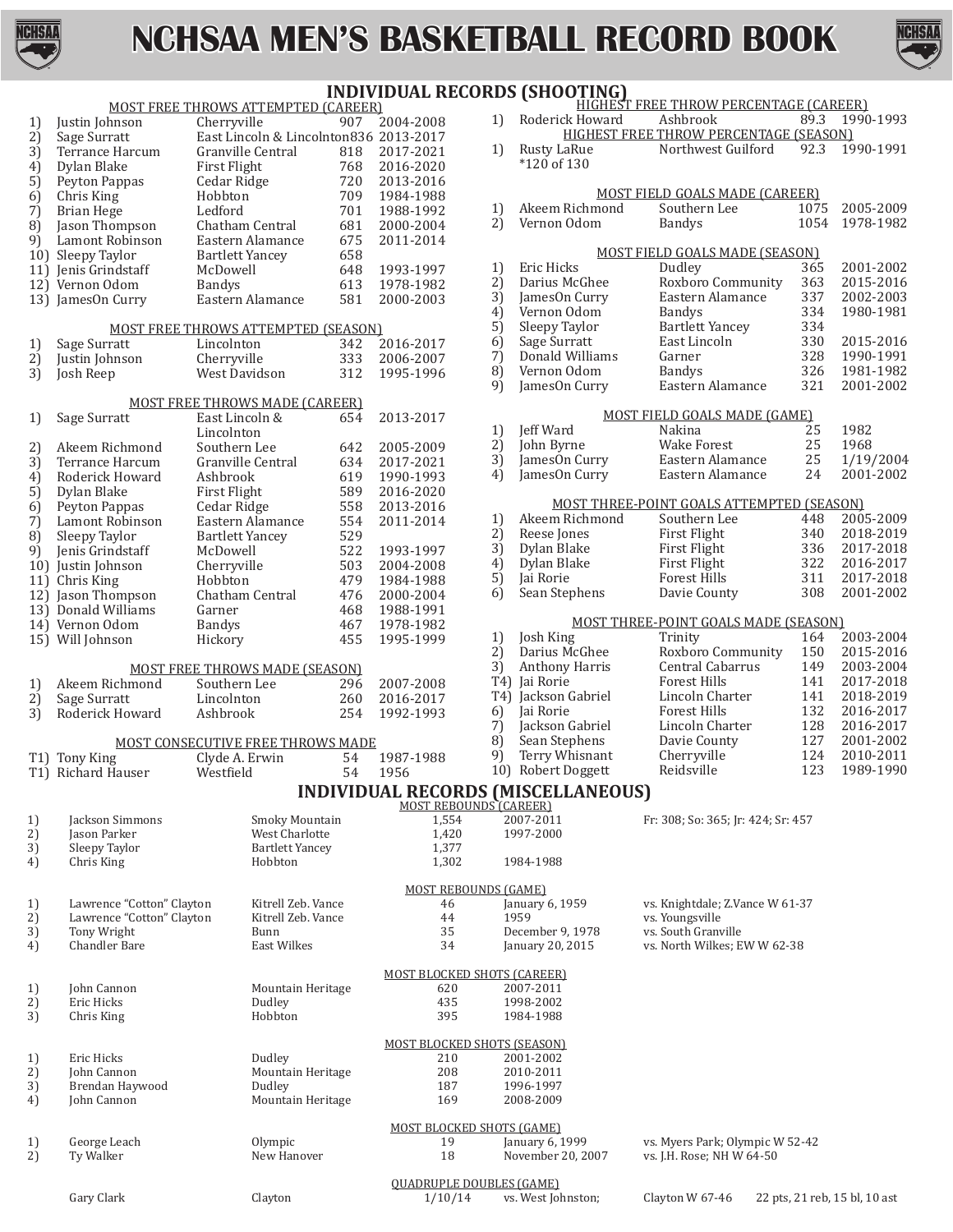# NCHSAA MEN'S BASKETBALL RECORD BOOK

## INDIVIDUAL RECORDS (SHOOTING)

### MOST FREE THROWS ATTEMPTED (CAREER)

| # | Name | School | Total | Years |
|---|---|---|---|---|
| 1) | Justin Johnson | Cherryville | 907 | 2004-2008 |
| 2) | Sage Surratt | East Lincoln & Lincolnton | 836 | 2013-2017 |
| 3) | Terrance Harcum | Granville Central | 818 | 2017-2021 |
| 4) | Dylan Blake | First Flight | 768 | 2016-2020 |
| 5) | Peyton Pappas | Cedar Ridge | 720 | 2013-2016 |
| 6) | Chris King | Hobbton | 709 | 1984-1988 |
| 7) | Brian Hege | Ledford | 701 | 1988-1992 |
| 8) | Jason Thompson | Chatham Central | 681 | 2000-2004 |
| 9) | Lamont Robinson | Eastern Alamance | 675 | 2011-2014 |
| 10) | Sleepy Taylor | Bartlett Yancey | 658 | |
| 11) | Jenis Grindstaff | McDowell | 648 | 1993-1997 |
| 12) | Vernon Odom | Bandys | 613 | 1978-1982 |
| 13) | JamesOn Curry | Eastern Alamance | 581 | 2000-2003 |

### MOST FREE THROWS ATTEMPTED (SEASON)

| # | Name | School | Total | Season |
|---|---|---|---|---|
| 1) | Sage Surratt | Lincolnton | 342 | 2016-2017 |
| 2) | Justin Johnson | Cherryville | 333 | 2006-2007 |
| 3) | Josh Reep | West Davidson | 312 | 1995-1996 |

### MOST FREE THROWS MADE (CAREER)

| # | Name | School | Total | Years |
|---|---|---|---|---|
| 1) | Sage Surratt | East Lincoln & Lincolnton | 654 | 2013-2017 |
| 2) | Akeem Richmond | Southern Lee | 642 | 2005-2009 |
| 3) | Terrance Harcum | Granville Central | 634 | 2017-2021 |
| 4) | Roderick Howard | Ashbrook | 619 | 1990-1993 |
| 5) | Dylan Blake | First Flight | 589 | 2016-2020 |
| 6) | Peyton Pappas | Cedar Ridge | 558 | 2013-2016 |
| 7) | Lamont Robinson | Eastern Alamance | 554 | 2011-2014 |
| 8) | Sleepy Taylor | Bartlett Yancey | 529 | |
| 9) | Jenis Grindstaff | McDowell | 522 | 1993-1997 |
| 10) | Justin Johnson | Cherryville | 503 | 2004-2008 |
| 11) | Chris King | Hobbton | 479 | 1984-1988 |
| 12) | Jason Thompson | Chatham Central | 476 | 2000-2004 |
| 13) | Donald Williams | Garner | 468 | 1988-1991 |
| 14) | Vernon Odom | Bandys | 467 | 1978-1982 |
| 15) | Will Johnson | Hickory | 455 | 1995-1999 |

### MOST FREE THROWS MADE (SEASON)

| # | Name | School | Total | Season |
|---|---|---|---|---|
| 1) | Akeem Richmond | Southern Lee | 296 | 2007-2008 |
| 2) | Sage Surratt | Lincolnton | 260 | 2016-2017 |
| 3) | Roderick Howard | Ashbrook | 254 | 1992-1993 |

### MOST CONSECUTIVE FREE THROWS MADE

| # | Name | School | Total | Season |
|---|---|---|---|---|
| T1) | Tony King | Clyde A. Erwin | 54 | 1987-1988 |
| T1) | Richard Hauser | Westfield | 54 | 1956 |

### HIGHEST FREE THROW PERCENTAGE (CAREER)

| # | Name | School | Pct. | Years |
|---|---|---|---|---|
| 1) | Roderick Howard | Ashbrook | 89.3 | 1990-1993 |

### HIGHEST FREE THROW PERCENTAGE (SEASON)

| # | Name | School | Pct. | Season |
|---|---|---|---|---|
| 1) | Rusty LaRue | Northwest Guilford | 92.3 | 1990-1991 |

*120 of 130

### MOST FIELD GOALS MADE (CAREER)

| # | Name | School | Total | Years |
|---|---|---|---|---|
| 1) | Akeem Richmond | Southern Lee | 1075 | 2005-2009 |
| 2) | Vernon Odom | Bandys | 1054 | 1978-1982 |

### MOST FIELD GOALS MADE (SEASON)

| # | Name | School | Total | Season |
|---|---|---|---|---|
| 1) | Eric Hicks | Dudley | 365 | 2001-2002 |
| 2) | Darius McGhee | Roxboro Community | 363 | 2015-2016 |
| 3) | JamesOn Curry | Eastern Alamance | 337 | 2002-2003 |
| 4) | Vernon Odom | Bandys | 334 | 1980-1981 |
| 5) | Sleepy Taylor | Bartlett Yancey | 334 | |
| 6) | Sage Surratt | East Lincoln | 330 | 2015-2016 |
| 7) | Donald Williams | Garner | 328 | 1990-1991 |
| 8) | Vernon Odom | Bandys | 326 | 1981-1982 |
| 9) | JamesOn Curry | Eastern Alamance | 321 | 2001-2002 |

### MOST FIELD GOALS MADE (GAME)

| # | Name | School | Total | Date |
|---|---|---|---|---|
| 1) | Jeff Ward | Nakina | 25 | 1982 |
| 2) | John Byrne | Wake Forest | 25 | 1968 |
| 3) | JamesOn Curry | Eastern Alamance | 25 | 1/19/2004 |
| 4) | JamesOn Curry | Eastern Alamance | 24 | 2001-2002 |

### MOST THREE-POINT GOALS ATTEMPTED (SEASON)

| # | Name | School | Total | Season |
|---|---|---|---|---|
| 1) | Akeem Richmond | Southern Lee | 448 | 2005-2009 |
| 2) | Reese Jones | First Flight | 340 | 2018-2019 |
| 3) | Dylan Blake | First Flight | 336 | 2017-2018 |
| 4) | Dylan Blake | First Flight | 322 | 2016-2017 |
| 5) | Jai Rorie | Forest Hills | 311 | 2017-2018 |
| 6) | Sean Stephens | Davie County | 308 | 2001-2002 |

### MOST THREE-POINT GOALS MADE (SEASON)

| # | Name | School | Total | Season |
|---|---|---|---|---|
| 1) | Josh King | Trinity | 164 | 2003-2004 |
| 2) | Darius McGhee | Roxboro Community | 150 | 2015-2016 |
| 3) | Anthony Harris | Central Cabarrus | 149 | 2003-2004 |
| T4) | Jai Rorie | Forest Hills | 141 | 2017-2018 |
| T4) | Jackson Gabriel | Lincoln Charter | 141 | 2018-2019 |
| 6) | Jai Rorie | Forest Hills | 132 | 2016-2017 |
| 7) | Jackson Gabriel | Lincoln Charter | 128 | 2016-2017 |
| 8) | Sean Stephens | Davie County | 127 | 2001-2002 |
| 9) | Terry Whisnant | Cherryville | 124 | 2010-2011 |
| 10) | Robert Doggett | Reidsville | 123 | 1989-1990 |

## INDIVIDUAL RECORDS (MISCELLANEOUS)

### MOST REBOUNDS (CAREER)

| # | Name | School | Total | Years | Notes |
|---|---|---|---|---|---|
| 1) | Jackson Simmons | Smoky Mountain | 1,554 | 2007-2011 | Fr: 308; So: 365; Jr: 424; Sr: 457 |
| 2) | Jason Parker | West Charlotte | 1,420 | 1997-2000 | |
| 3) | Sleepy Taylor | Bartlett Yancey | 1,377 | | |
| 4) | Chris King | Hobbton | 1,302 | 1984-1988 | |

### MOST REBOUNDS (GAME)

| # | Name | School | Total | Date | Opponent |
|---|---|---|---|---|---|
| 1) | Lawrence "Cotton" Clayton | Kitrell Zeb. Vance | 46 | January 6, 1959 | vs. Knightdale; Z.Vance W 61-37 |
| 2) | Lawrence "Cotton" Clayton | Kitrell Zeb. Vance | 44 | 1959 | vs. Youngsville |
| 3) | Tony Wright | Bunn | 35 | December 9, 1978 | vs. South Granville |
| 4) | Chandler Bare | East Wilkes | 34 | January 20, 2015 | vs. North Wilkes; EW W 62-38 |

### MOST BLOCKED SHOTS (CAREER)

| # | Name | School | Total | Years |
|---|---|---|---|---|
| 1) | John Cannon | Mountain Heritage | 620 | 2007-2011 |
| 2) | Eric Hicks | Dudley | 435 | 1998-2002 |
| 3) | Chris King | Hobbton | 395 | 1984-1988 |

### MOST BLOCKED SHOTS (SEASON)

| # | Name | School | Total | Season |
|---|---|---|---|---|
| 1) | Eric Hicks | Dudley | 210 | 2001-2002 |
| 2) | John Cannon | Mountain Heritage | 208 | 2010-2011 |
| 3) | Brendan Haywood | Dudley | 187 | 1996-1997 |
| 4) | John Cannon | Mountain Heritage | 169 | 2008-2009 |

### MOST BLOCKED SHOTS (GAME)

| # | Name | School | Total | Date | Opponent |
|---|---|---|---|---|---|
| 1) | George Leach | Olympic | 19 | January 6, 1999 | vs. Myers Park; Olympic W 52-42 |
| 2) | Ty Walker | New Hanover | 18 | November 20, 2007 | vs. J.H. Rose; NH W 64-50 |

### QUADRUPLE DOUBLES (GAME)

| Name | School | Date | Opponent | Result | Stats |
|---|---|---|---|---|---|
| Gary Clark | Clayton | 1/10/14 | vs. West Johnston; | Clayton W 67-46 | 22 pts, 21 reb, 15 bl, 10 ast |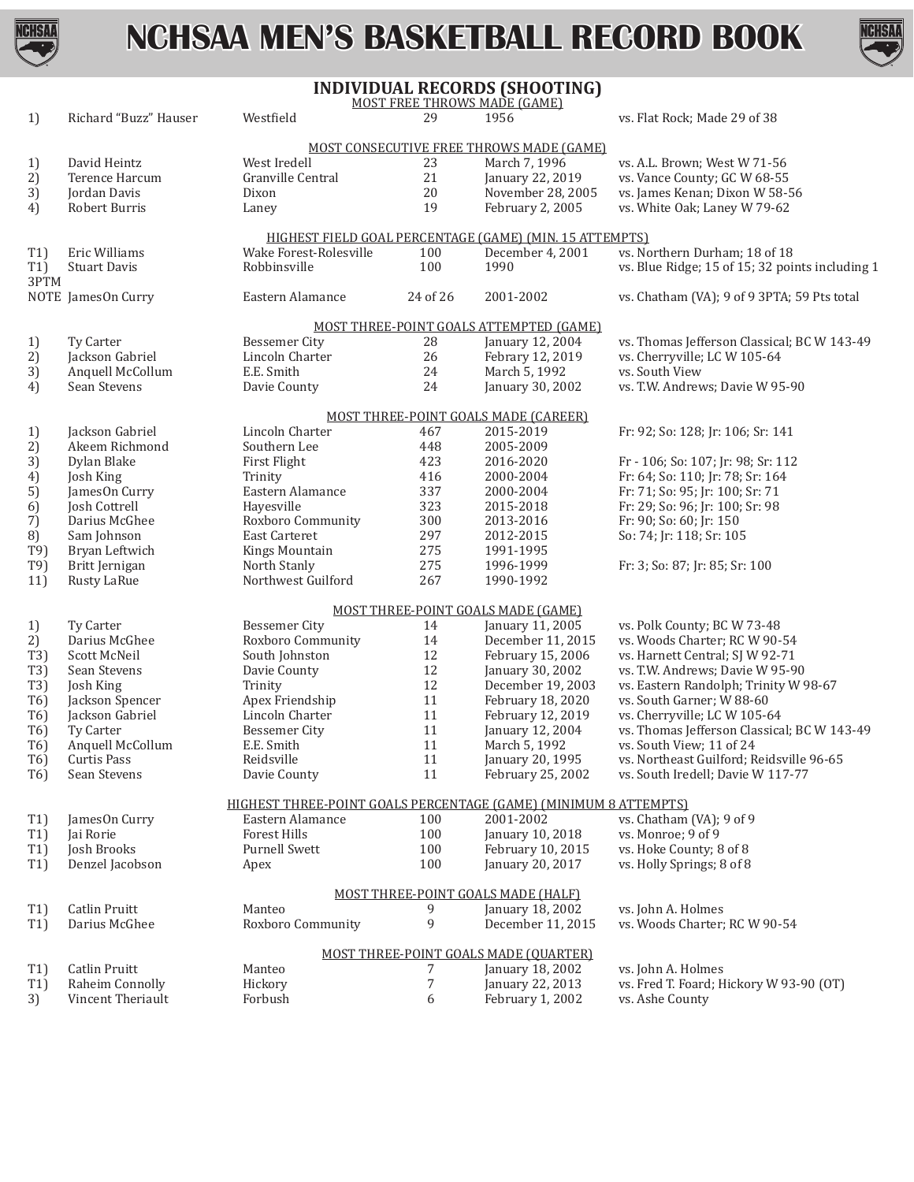# NCHSAA MEN'S BASKETBALL RECORD BOOK

## INDIVIDUAL RECORDS (SHOOTING)

### MOST FREE THROWS MADE (GAME)

| | | | | | |
|---|---|---|---|---|---|
| 1) | Richard "Buzz" Hauser | Westfield | 29 | 1956 | vs. Flat Rock; Made 29 of 38 |

### MOST CONSECUTIVE FREE THROWS MADE (GAME)

| | | | | | |
|---|---|---|---|---|---|
| 1) | David Heintz | West Iredell | 23 | March 7, 1996 | vs. A.L. Brown; West W 71-56 |
| 2) | Terence Harcum | Granville Central | 21 | January 22, 2019 | vs. Vance County; GC W 68-55 |
| 3) | Jordan Davis | Dixon | 20 | November 28, 2005 | vs. James Kenan; Dixon W 58-56 |
| 4) | Robert Burris | Laney | 19 | February 2, 2005 | vs. White Oak; Laney W 79-62 |

### HIGHEST FIELD GOAL PERCENTAGE (GAME) (MIN. 15 ATTEMPTS)

| | | | | | |
|---|---|---|---|---|---|
| T1) | Eric Williams | Wake Forest-Rolesville | 100 | December 4, 2001 | vs. Northern Durham; 18 of 18 |
| T1) | Stuart Davis | Robbinsville | 100 | 1990 | vs. Blue Ridge; 15 of 15; 32 points including 1 3PTM |
| NOTE | JamesOn Curry | Eastern Alamance | 24 of 26 | 2001-2002 | vs. Chatham (VA); 9 of 9 3PTA; 59 Pts total |

### MOST THREE-POINT GOALS ATTEMPTED (GAME)

| | | | | | |
|---|---|---|---|---|---|
| 1) | Ty Carter | Bessemer City | 28 | January 12, 2004 | vs. Thomas Jefferson Classical; BC W 143-49 |
| 2) | Jackson Gabriel | Lincoln Charter | 26 | Febrary 12, 2019 | vs. Cherryville; LC W 105-64 |
| 3) | Anquell McCollum | E.E. Smith | 24 | March 5, 1992 | vs. South View |
| 4) | Sean Stevens | Davie County | 24 | January 30, 2002 | vs. T.W. Andrews; Davie W 95-90 |

### MOST THREE-POINT GOALS MADE (CAREER)

| | | | | | |
|---|---|---|---|---|---|
| 1) | Jackson Gabriel | Lincoln Charter | 467 | 2015-2019 | Fr: 92; So: 128; Jr: 106; Sr: 141 |
| 2) | Akeem Richmond | Southern Lee | 448 | 2005-2009 | |
| 3) | Dylan Blake | First Flight | 423 | 2016-2020 | Fr - 106; So: 107; Jr: 98; Sr: 112 |
| 4) | Josh King | Trinity | 416 | 2000-2004 | Fr: 64; So: 110; Jr: 78; Sr: 164 |
| 5) | JamesOn Curry | Eastern Alamance | 337 | 2000-2004 | Fr: 71; So: 95; Jr: 100; Sr: 71 |
| 6) | Josh Cottrell | Hayesville | 323 | 2015-2018 | Fr: 29; So: 96; Jr: 100; Sr: 98 |
| 7) | Darius McGhee | Roxboro Community | 300 | 2013-2016 | Fr: 90; So: 60; Jr: 150 |
| 8) | Sam Johnson | East Carteret | 297 | 2012-2015 | So: 74; Jr: 118; Sr: 105 |
| T9) | Bryan Leftwich | Kings Mountain | 275 | 1991-1995 | |
| T9) | Britt Jernigan | North Stanly | 275 | 1996-1999 | Fr: 3; So: 87; Jr: 85; Sr: 100 |
| 11) | Rusty LaRue | Northwest Guilford | 267 | 1990-1992 | |

### MOST THREE-POINT GOALS MADE (GAME)

| | | | | | |
|---|---|---|---|---|---|
| 1) | Ty Carter | Bessemer City | 14 | January 11, 2005 | vs. Polk County; BC W 73-48 |
| 2) | Darius McGhee | Roxboro Community | 14 | December 11, 2015 | vs. Woods Charter; RC W 90-54 |
| T3) | Scott McNeil | South Johnston | 12 | February 15, 2006 | vs. Harnett Central; SJ W 92-71 |
| T3) | Sean Stevens | Davie County | 12 | January 30, 2002 | vs. T.W. Andrews; Davie W 95-90 |
| T3) | Josh King | Trinity | 12 | December 19, 2003 | vs. Eastern Randolph; Trinity W 98-67 |
| T6) | Jackson Spencer | Apex Friendship | 11 | February 18, 2020 | vs. South Garner; W 88-60 |
| T6) | Jackson Gabriel | Lincoln Charter | 11 | February 12, 2019 | vs. Cherryville; LC W 105-64 |
| T6) | Ty Carter | Bessemer City | 11 | January 12, 2004 | vs. Thomas Jefferson Classical; BC W 143-49 |
| T6) | Anquell McCollum | E.E. Smith | 11 | March 5, 1992 | vs. South View; 11 of 24 |
| T6) | Curtis Pass | Reidsville | 11 | January 20, 1995 | vs. Northeast Guilford; Reidsville 96-65 |
| T6) | Sean Stevens | Davie County | 11 | February 25, 2002 | vs. South Iredell; Davie W 117-77 |

### HIGHEST THREE-POINT GOALS PERCENTAGE (GAME) (MINIMUM 8 ATTEMPTS)

| | | | | | |
|---|---|---|---|---|---|
| T1) | JamesOn Curry | Eastern Alamance | 100 | 2001-2002 | vs. Chatham (VA); 9 of 9 |
| T1) | Jai Rorie | Forest Hills | 100 | January 10, 2018 | vs. Monroe; 9 of 9 |
| T1) | Josh Brooks | Purnell Swett | 100 | February 10, 2015 | vs. Hoke County; 8 of 8 |
| T1) | Denzel Jacobson | Apex | 100 | January 20, 2017 | vs. Holly Springs; 8 of 8 |

### MOST THREE-POINT GOALS MADE (HALF)

| | | | | | |
|---|---|---|---|---|---|
| T1) | Catlin Pruitt | Manteo | 9 | January 18, 2002 | vs. John A. Holmes |
| T1) | Darius McGhee | Roxboro Community | 9 | December 11, 2015 | vs. Woods Charter; RC W 90-54 |

### MOST THREE-POINT GOALS MADE (QUARTER)

| | | | | | |
|---|---|---|---|---|---|
| T1) | Catlin Pruitt | Manteo | 7 | January 18, 2002 | vs. John A. Holmes |
| T1) | Raheim Connolly | Hickory | 7 | January 22, 2013 | vs. Fred T. Foard; Hickory W 93-90 (OT) |
| 3) | Vincent Theriault | Forbush | 6 | February 1, 2002 | vs. Ashe County |